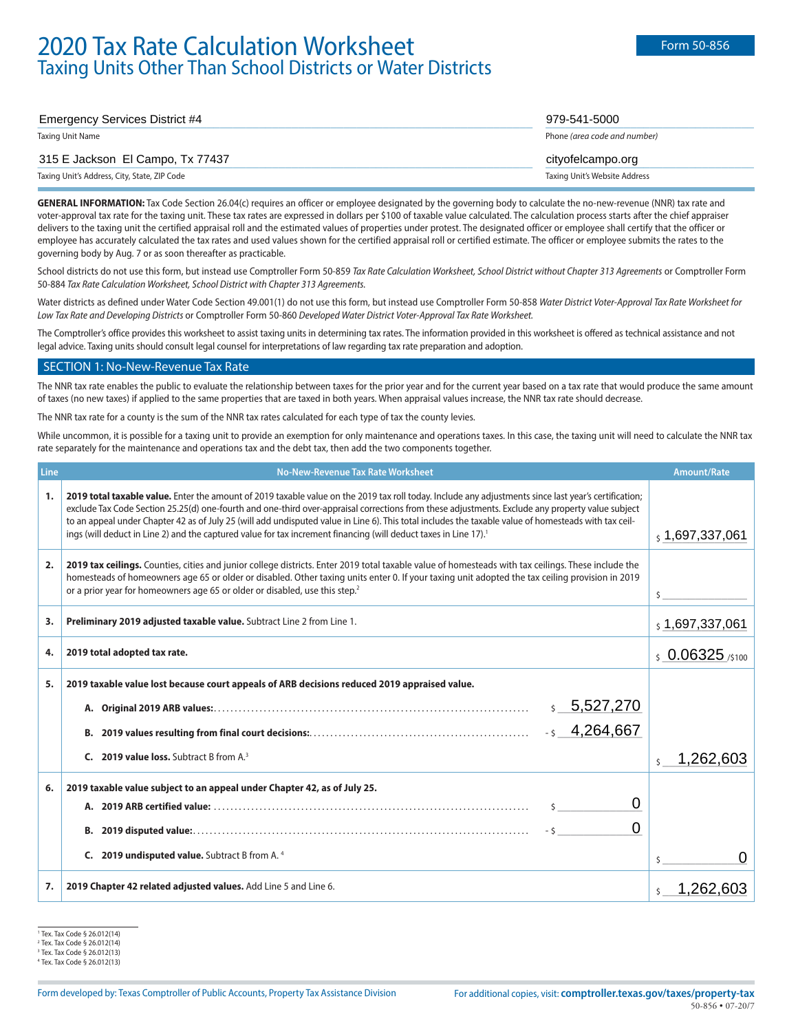# 2020 Tax Rate Calculation Worksheet

## Taxing Units Other Than School Districts or Water Districts

Form 50-856

| | |
|---|---|
| Emergency Services District #4 | 979-541-5000 |
| Taxing Unit Name | Phone *(area code and number)* |
| 315 E Jackson El Campo, Tx 77437 | cityofelcampo.org |
| Taxing Unit's Address, City, State, ZIP Code | Taxing Unit's Website Address |

**GENERAL INFORMATION:** Tax Code Section 26.04(c) requires an officer or employee designated by the governing body to calculate the no-new-revenue (NNR) tax rate and voter-approval tax rate for the taxing unit. These tax rates are expressed in dollars per $100 of taxable value calculated. The calculation process starts after the chief appraiser delivers to the taxing unit the certified appraisal roll and the estimated values of properties under protest. The designated officer or employee shall certify that the officer or employee has accurately calculated the tax rates and used values shown for the certified appraisal roll or certified estimate. The officer or employee submits the rates to the governing body by Aug. 7 or as soon thereafter as practicable.

School districts do not use this form, but instead use Comptroller Form 50-859 *Tax Rate Calculation Worksheet, School District without Chapter 313 Agreements* or Comptroller Form 50-884 *Tax Rate Calculation Worksheet, School District with Chapter 313 Agreements.*

Water districts as defined under Water Code Section 49.001(1) do not use this form, but instead use Comptroller Form 50-858 *Water District Voter-Approval Tax Rate Worksheet for Low Tax Rate and Developing Districts* or Comptroller Form 50-860 *Developed Water District Voter-Approval Tax Rate Worksheet.*

The Comptroller's office provides this worksheet to assist taxing units in determining tax rates. The information provided in this worksheet is offered as technical assistance and not legal advice. Taxing units should consult legal counsel for interpretations of law regarding tax rate preparation and adoption.

## SECTION 1: No-New-Revenue Tax Rate

The NNR tax rate enables the public to evaluate the relationship between taxes for the prior year and for the current year based on a tax rate that would produce the same amount of taxes (no new taxes) if applied to the same properties that are taxed in both years. When appraisal values increase, the NNR tax rate should decrease.

The NNR tax rate for a county is the sum of the NNR tax rates calculated for each type of tax the county levies.

While uncommon, it is possible for a taxing unit to provide an exemption for only maintenance and operations taxes. In this case, the taxing unit will need to calculate the NNR tax rate separately for the maintenance and operations tax and the debt tax, then add the two components together.

| Line | No-New-Revenue Tax Rate Worksheet | Amount/Rate |
|---|---|---|
| 1. | **2019 total taxable value.** Enter the amount of 2019 taxable value on the 2019 tax roll today. Include any adjustments since last year's certification; exclude Tax Code Section 25.25(d) one-fourth and one-third over-appraisal corrections from these adjustments. Exclude any property value subject to an appeal under Chapter 42 as of July 25 (will add undisputed value in Line 6). This total includes the taxable value of homesteads with tax ceilings (will deduct in Line 2) and the captured value for tax increment financing (will deduct taxes in Line 17).[1] | $ 1,697,337,061 |
| 2. | **2019 tax ceilings.** Counties, cities and junior college districts. Enter 2019 total taxable value of homesteads with tax ceilings. These include the homesteads of homeowners age 65 or older or disabled. Other taxing units enter 0. If your taxing unit adopted the tax ceiling provision in 2019 or a prior year for homeowners age 65 or older or disabled, use this step.[2] | $ |
| 3. | **Preliminary 2019 adjusted taxable value.** Subtract Line 2 from Line 1. | $ 1,697,337,061 |
| 4. | **2019 total adopted tax rate.** | $ 0.06325 /$100 |
| 5. | **2019 taxable value lost because court appeals of ARB decisions reduced 2019 appraised value.**<br>**A. Original 2019 ARB values:** $ 5,527,270<br>**B. 2019 values resulting from final court decisions:** - $ 4,264,667<br>**C. 2019 value loss.** Subtract B from A.[3] | $ 1,262,603 |
| 6. | **2019 taxable value subject to an appeal under Chapter 42, as of July 25.**<br>**A. 2019 ARB certified value:** $ 0<br>**B. 2019 disputed value:** - $ 0<br>**C. 2019 undisputed value.** Subtract B from A.[4] | $ 0 |
| 7. | **2019 Chapter 42 related adjusted values.** Add Line 5 and Line 6. | $ 1,262,603 |

[1] Tex. Tax Code § 26.012(14)
[2] Tex. Tax Code § 26.012(14)
[3] Tex. Tax Code § 26.012(13)
[4] Tex. Tax Code § 26.012(13)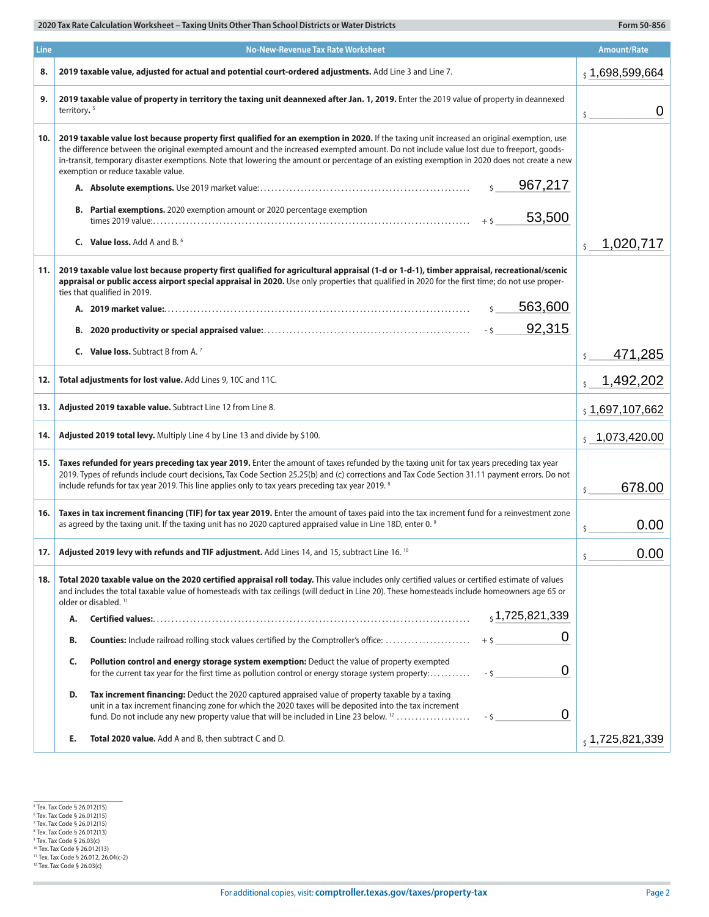**2020 Tax Rate Calculation Worksheet – Taxing Units Other Than School Districts or Water Districts** — Form 50-856

| Line | No-New-Revenue Tax Rate Worksheet | Amount/Rate |
|---|---|---|
| 8. | **2019 taxable value, adjusted for actual and potential court-ordered adjustments.** Add Line 3 and Line 7. | $ 1,698,599,664 |
| 9. | **2019 taxable value of property in territory the taxing unit deannexed after Jan. 1, 2019.** Enter the 2019 value of property in deannexed territory. [5] | $ 0 |
| 10. | **2019 taxable value lost because property first qualified for an exemption in 2020.** If the taxing unit increased an original exemption, use the difference between the original exempted amount and the increased exempted amount. Do not include value lost due to freeport, goods-in-transit, temporary disaster exemptions. Note that lowering the amount or percentage of an existing exemption in 2020 does not create a new exemption or reduce taxable value.<br>**A. Absolute exemptions.** Use 2019 market value: ........ $ 967,217<br>**B. Partial exemptions.** 2020 exemption amount or 2020 percentage exemption times 2019 value: ........ + $ 53,500<br>**C. Value loss.** Add A and B. [6] | $ 1,020,717 |
| 11. | **2019 taxable value lost because property first qualified for agricultural appraisal (1-d or 1-d-1), timber appraisal, recreational/scenic appraisal or public access airport special appraisal in 2020.** Use only properties that qualified in 2020 for the first time; do not use properties that qualified in 2019.<br>**A. 2019 market value:** ........ $ 563,600<br>**B. 2020 productivity or special appraised value:** ........ - $ 92,315<br>**C. Value loss.** Subtract B from A. [7] | $ 471,285 |
| 12. | **Total adjustments for lost value.** Add Lines 9, 10C and 11C. | $ 1,492,202 |
| 13. | **Adjusted 2019 taxable value.** Subtract Line 12 from Line 8. | $ 1,697,107,662 |
| 14. | **Adjusted 2019 total levy.** Multiply Line 4 by Line 13 and divide by $100. | $ 1,073,420.00 |
| 15. | **Taxes refunded for years preceding tax year 2019.** Enter the amount of taxes refunded by the taxing unit for tax years preceding tax year 2019. Types of refunds include court decisions, Tax Code Section 25.25(b) and (c) corrections and Tax Code Section 31.11 payment errors. Do not include refunds for tax year 2019. This line applies only to tax years preceding tax year 2019. [8] | $ 678.00 |
| 16. | **Taxes in tax increment financing (TIF) for tax year 2019.** Enter the amount of taxes paid into the tax increment fund for a reinvestment zone as agreed by the taxing unit. If the taxing unit has no 2020 captured appraised value in Line 18D, enter 0. [9] | $ 0.00 |
| 17. | **Adjusted 2019 levy with refunds and TIF adjustment.** Add Lines 14, and 15, subtract Line 16. [10] | $ 0.00 |
| 18. | **Total 2020 taxable value on the 2020 certified appraisal roll today.** This value includes only certified values or certified estimate of values and includes the total taxable value of homesteads with tax ceilings (will deduct in Line 20). These homesteads include homeowners age 65 or older or disabled. [11]<br>**A. Certified values:** ........ $ 1,725,821,339<br>**B. Counties:** Include railroad rolling stock values certified by the Comptroller's office: ........ + $ 0<br>**C. Pollution control and energy storage system exemption:** Deduct the value of property exempted for the current tax year for the first time as pollution control or energy storage system property: ........ - $ 0<br>**D. Tax increment financing:** Deduct the 2020 captured appraised value of property taxable by a taxing unit in a tax increment financing zone for which the 2020 taxes will be deposited into the tax increment fund. Do not include any new property value that will be included in Line 23 below. [12] ........ - $ 0<br>**E. Total 2020 value.** Add A and B, then subtract C and D. | $ 1,725,821,339 |

[5] Tex. Tax Code § 26.012(15)
[6] Tex. Tax Code § 26.012(15)
[7] Tex. Tax Code § 26.012(15)
[8] Tex. Tax Code § 26.012(13)
[9] Tex. Tax Code § 26.03(c)
[10] Tex. Tax Code § 26.012(13)
[11] Tex. Tax Code § 26.012, 26.04(c-2)
[12] Tex. Tax Code § 26.03(c)

For additional copies, visit: **comptroller.texas.gov/taxes/property-tax**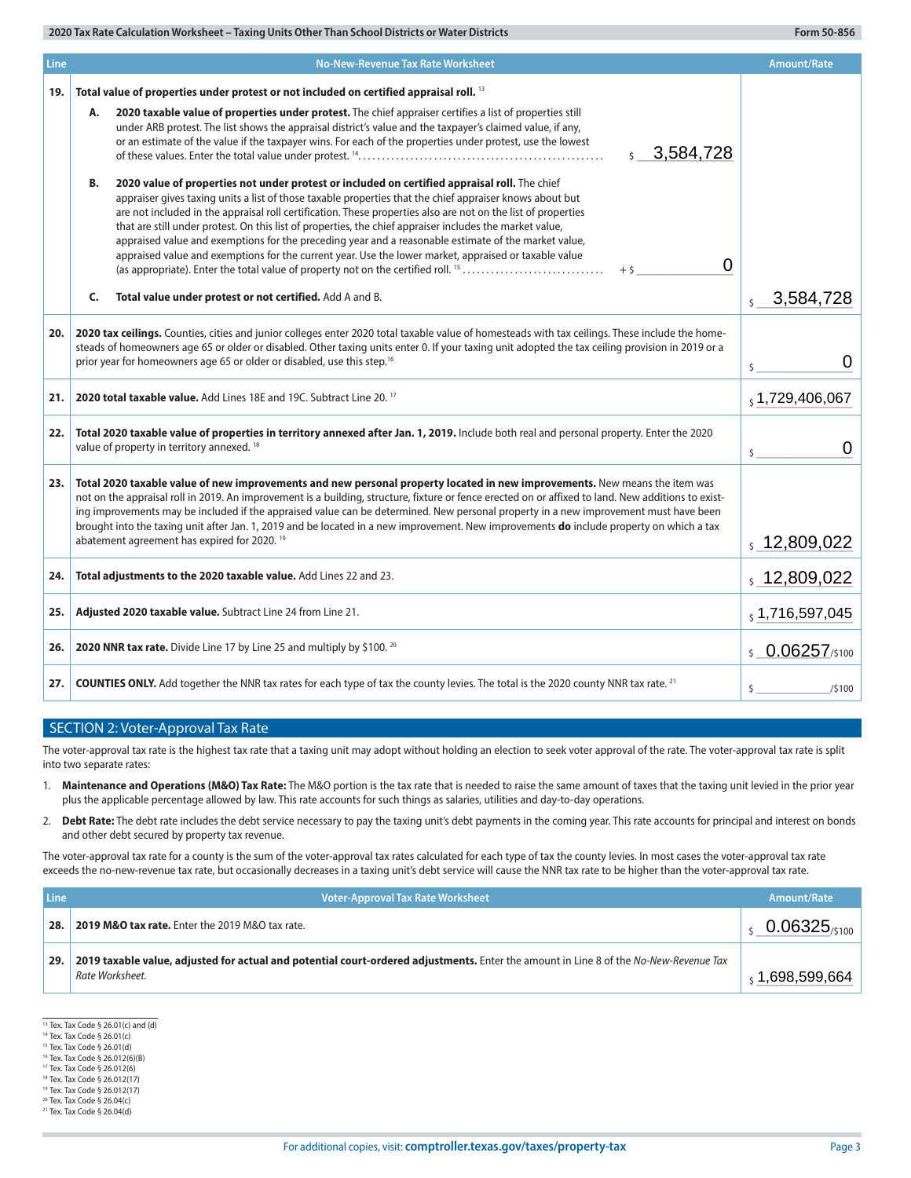| Line | No-New-Revenue Tax Rate Worksheet | Amount/Rate |
|---|---|---|
| 19. | **Total value of properties under protest or not included on certified appraisal roll.** [13] | |
| | **A. 2020 taxable value of properties under protest.** The chief appraiser certifies a list of properties still under ARB protest. The list shows the appraisal district's value and the taxpayer's claimed value, if any, or an estimate of the value if the taxpayer wins. For each of the properties under protest, use the lowest of these values. Enter the total value under protest. [14] .......... $ 3,584,728 | |
| | **B. 2020 value of properties not under protest or included on certified appraisal roll.** The chief appraiser gives taxing units a list of those taxable properties that the chief appraiser knows about but are not included in the appraisal roll certification. These properties also are not on the list of properties that are still under protest. On this list of properties, the chief appraiser includes the market value, appraised value and exemptions for the preceding year and a reasonable estimate of the market value, appraised value and exemptions for the current year. Use the lower market, appraised or taxable value (as appropriate). Enter the total value of property not on the certified roll. [15] .......... + $ 0 | |
| | **C. Total value under protest or not certified.** Add A and B. | $ 3,584,728 |
| 20. | **2020 tax ceilings.** Counties, cities and junior colleges enter 2020 total taxable value of homesteads with tax ceilings. These include the homesteads of homeowners age 65 or older or disabled. Other taxing units enter 0. If your taxing unit adopted the tax ceiling provision in 2019 or a prior year for homeowners age 65 or older or disabled, use this step.[16] | $ 0 |
| 21. | **2020 total taxable value.** Add Lines 18E and 19C. Subtract Line 20. [17] | $ 1,729,406,067 |
| 22. | **Total 2020 taxable value of properties in territory annexed after Jan. 1, 2019.** Include both real and personal property. Enter the 2020 value of property in territory annexed. [18] | $ 0 |
| 23. | **Total 2020 taxable value of new improvements and new personal property located in new improvements.** New means the item was not on the appraisal roll in 2019. An improvement is a building, structure, fixture or fence erected on or affixed to land. New additions to existing improvements may be included if the appraised value can be determined. New personal property in a new improvement must have been brought into the taxing unit after Jan. 1, 2019 and be located in a new improvement. New improvements **do** include property on which a tax abatement agreement has expired for 2020. [19] | $ 12,809,022 |
| 24. | **Total adjustments to the 2020 taxable value.** Add Lines 22 and 23. | $ 12,809,022 |
| 25. | **Adjusted 2020 taxable value.** Subtract Line 24 from Line 21. | $ 1,716,597,045 |
| 26. | **2020 NNR tax rate.** Divide Line 17 by Line 25 and multiply by $100. [20] | $ 0.06257/$100 |
| 27. | **COUNTIES ONLY.** Add together the NNR tax rates for each type of tax the county levies. The total is the 2020 county NNR tax rate. [21] | $ ______/$100 |

## SECTION 2: Voter-Approval Tax Rate

The voter-approval tax rate is the highest tax rate that a taxing unit may adopt without holding an election to seek voter approval of the rate. The voter-approval tax rate is split into two separate rates:

1. **Maintenance and Operations (M&O) Tax Rate:** The M&O portion is the tax rate that is needed to raise the same amount of taxes that the taxing unit levied in the prior year plus the applicable percentage allowed by law. This rate accounts for such things as salaries, utilities and day-to-day operations.
2. **Debt Rate:** The debt rate includes the debt service necessary to pay the taxing unit's debt payments in the coming year. This rate accounts for principal and interest on bonds and other debt secured by property tax revenue.

The voter-approval tax rate for a county is the sum of the voter-approval tax rates calculated for each type of tax the county levies. In most cases the voter-approval tax rate exceeds the no-new-revenue tax rate, but occasionally decreases in a taxing unit's debt service will cause the NNR tax rate to be higher than the voter-approval tax rate.

| Line | Voter-Approval Tax Rate Worksheet | Amount/Rate |
|---|---|---|
| 28. | **2019 M&O tax rate.** Enter the 2019 M&O tax rate. | $ 0.06325/$100 |
| 29. | **2019 taxable value, adjusted for actual and potential court-ordered adjustments.** Enter the amount in Line 8 of the *No-New-Revenue Tax Rate Worksheet.* | $ 1,698,599,664 |

[13] Tex. Tax Code § 26.01(c) and (d)
[14] Tex. Tax Code § 26.01(c)
[15] Tex. Tax Code § 26.01(d)
[16] Tex. Tax Code § 26.012(6)(B)
[17] Tex. Tax Code § 26.012(6)
[18] Tex. Tax Code § 26.012(17)
[19] Tex. Tax Code § 26.012(17)
[20] Tex. Tax Code § 26.04(c)
[21] Tex. Tax Code § 26.04(d)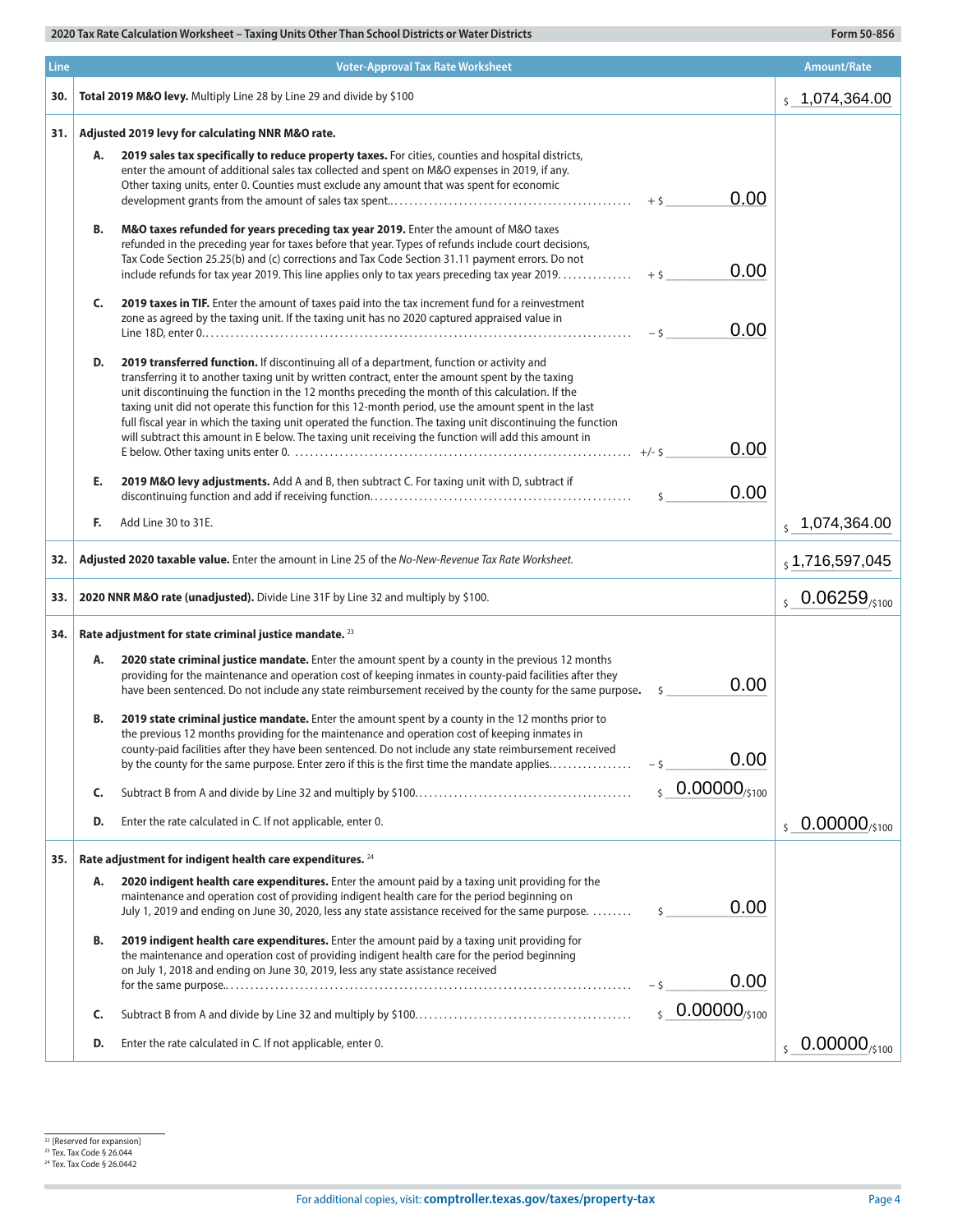**2020 Tax Rate Calculation Worksheet – Taxing Units Other Than School Districts or Water Districts** — **Form 50-856**

| Line | Voter-Approval Tax Rate Worksheet | | Amount/Rate |
|---|---|---|---|
| 30. | **Total 2019 M&O levy.** Multiply Line 28 by Line 29 and divide by $100 | | $ 1,074,364.00 |
| 31. | **Adjusted 2019 levy for calculating NNR M&O rate.** | | |
| | **A. 2019 sales tax specifically to reduce property taxes.** For cities, counties and hospital districts, enter the amount of additional sales tax collected and spent on M&O expenses in 2019, if any. Other taxing units, enter 0. Counties must exclude any amount that was spent for economic development grants from the amount of sales tax spent. | + $ 0.00 | |
| | **B. M&O taxes refunded for years preceding tax year 2019.** Enter the amount of M&O taxes refunded in the preceding year for taxes before that year. Types of refunds include court decisions, Tax Code Section 25.25(b) and (c) corrections and Tax Code Section 31.11 payment errors. Do not include refunds for tax year 2019. This line applies only to tax years preceding tax year 2019. | + $ 0.00 | |
| | **C. 2019 taxes in TIF.** Enter the amount of taxes paid into the tax increment fund for a reinvestment zone as agreed by the taxing unit. If the taxing unit has no 2020 captured appraised value in Line 18D, enter 0. | – $ 0.00 | |
| | **D. 2019 transferred function.** If discontinuing all of a department, function or activity and transferring it to another taxing unit by written contract, enter the amount spent by the taxing unit discontinuing the function in the 12 months preceding the month of this calculation. If the taxing unit did not operate this function for this 12-month period, use the amount spent in the last full fiscal year in which the taxing unit operated the function. The taxing unit discontinuing the function will subtract this amount in E below. The taxing unit receiving the function will add this amount in E below. Other taxing units enter 0. | +/- $ 0.00 | |
| | **E. 2019 M&O levy adjustments.** Add A and B, then subtract C. For taxing unit with D, subtract if discontinuing function and add if receiving function. | $ 0.00 | |
| | F. Add Line 30 to 31E. | | $ 1,074,364.00 |
| 32. | **Adjusted 2020 taxable value.** Enter the amount in Line 25 of the *No-New-Revenue Tax Rate Worksheet.* | | $ 1,716,597,045 |
| 33. | **2020 NNR M&O rate (unadjusted).** Divide Line 31F by Line 32 and multiply by $100. | | $ 0.06259/$100 |
| 34. | **Rate adjustment for state criminal justice mandate.** [23] | | |
| | **A. 2020 state criminal justice mandate.** Enter the amount spent by a county in the previous 12 months providing for the maintenance and operation cost of keeping inmates in county-paid facilities after they have been sentenced. Do not include any state reimbursement received by the county for the same purpose. | $ 0.00 | |
| | **B. 2019 state criminal justice mandate.** Enter the amount spent by a county in the 12 months prior to the previous 12 months providing for the maintenance and operation cost of keeping inmates in county-paid facilities after they have been sentenced. Do not include any state reimbursement received by the county for the same purpose. Enter zero if this is the first time the mandate applies. | – $ 0.00 | |
| | C. Subtract B from A and divide by Line 32 and multiply by $100. | $ 0.00000/$100 | |
| | D. Enter the rate calculated in C. If not applicable, enter 0. | | $ 0.00000/$100 |
| 35. | **Rate adjustment for indigent health care expenditures.** [24] | | |
| | **A. 2020 indigent health care expenditures.** Enter the amount paid by a taxing unit providing for the maintenance and operation cost of providing indigent health care for the period beginning on July 1, 2019 and ending on June 30, 2020, less any state assistance received for the same purpose. | $ 0.00 | |
| | **B. 2019 indigent health care expenditures.** Enter the amount paid by a taxing unit providing for the maintenance and operation cost of providing indigent health care for the period beginning on July 1, 2018 and ending on June 30, 2019, less any state assistance received for the same purpose. | – $ 0.00 | |
| | C. Subtract B from A and divide by Line 32 and multiply by $100. | $ 0.00000/$100 | |
| | D. Enter the rate calculated in C. If not applicable, enter 0. | | $ 0.00000/$100 |

[22] [Reserved for expansion]
[23] Tex. Tax Code § 26.044
[24] Tex. Tax Code § 26.0442

For additional copies, visit: **comptroller.texas.gov/taxes/property-tax**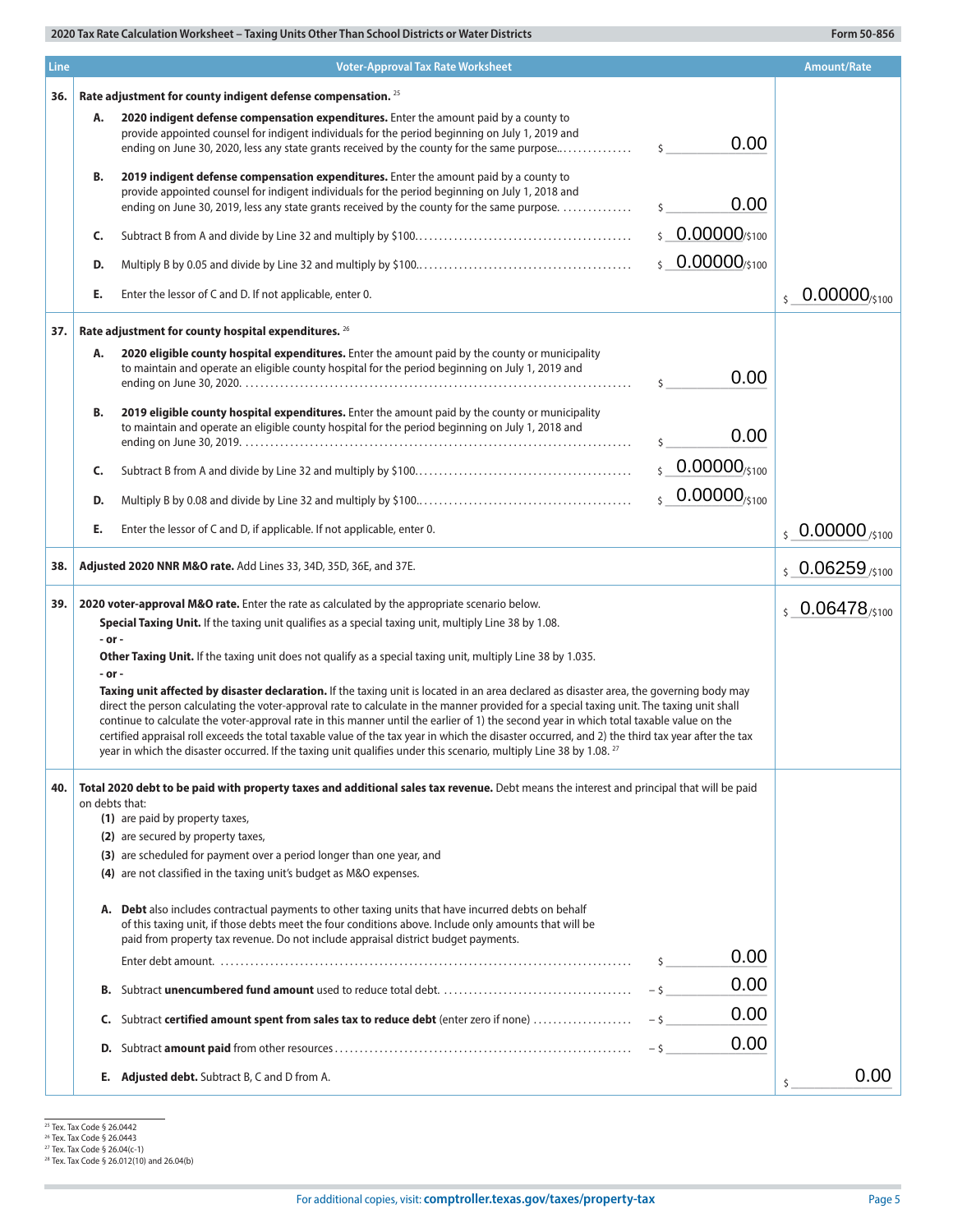| Line | Voter-Approval Tax Rate Worksheet | | Amount/Rate |
|---|---|---|---|
| **36.** | **Rate adjustment for county indigent defense compensation.** [25] | | |
| | **A. 2020 indigent defense compensation expenditures.** Enter the amount paid by a county to provide appointed counsel for indigent individuals for the period beginning on July 1, 2019 and ending on June 30, 2020, less any state grants received by the county for the same purpose. | $ 0.00 | |
| | **B. 2019 indigent defense compensation expenditures.** Enter the amount paid by a county to provide appointed counsel for indigent individuals for the period beginning on July 1, 2018 and ending on June 30, 2019, less any state grants received by the county for the same purpose. | $ 0.00 | |
| | **C.** Subtract B from A and divide by Line 32 and multiply by $100. | $ 0.00000/$100 | |
| | **D.** Multiply B by 0.05 and divide by Line 32 and multiply by $100. | $ 0.00000/$100 | |
| | **E.** Enter the lessor of C and D. If not applicable, enter 0. | | $ 0.00000/$100 |
| **37.** | **Rate adjustment for county hospital expenditures.** [26] | | |
| | **A. 2020 eligible county hospital expenditures.** Enter the amount paid by the county or municipality to maintain and operate an eligible county hospital for the period beginning on July 1, 2019 and ending on June 30, 2020. | $ 0.00 | |
| | **B. 2019 eligible county hospital expenditures.** Enter the amount paid by the county or municipality to maintain and operate an eligible county hospital for the period beginning on July 1, 2018 and ending on June 30, 2019. | $ 0.00 | |
| | **C.** Subtract B from A and divide by Line 32 and multiply by $100. | $ 0.00000/$100 | |
| | **D.** Multiply B by 0.08 and divide by Line 32 and multiply by $100. | $ 0.00000/$100 | |
| | **E.** Enter the lessor of C and D, if applicable. If not applicable, enter 0. | | $ 0.00000/$100 |
| **38.** | **Adjusted 2020 NNR M&O rate.** Add Lines 33, 34D, 35D, 36E, and 37E. | | $ 0.06259/$100 |
| **39.** | **2020 voter-approval M&O rate.** Enter the rate as calculated by the appropriate scenario below.<br>**Special Taxing Unit.** If the taxing unit qualifies as a special taxing unit, multiply Line 38 by 1.08.<br>**- or -**<br>**Other Taxing Unit.** If the taxing unit does not qualify as a special taxing unit, multiply Line 38 by 1.035.<br>**- or -**<br>**Taxing unit affected by disaster declaration.** If the taxing unit is located in an area declared as disaster area, the governing body may direct the person calculating the voter-approval rate to calculate in the manner provided for a special taxing unit. The taxing unit shall continue to calculate the voter-approval rate in this manner until the earlier of 1) the second year in which total taxable value on the certified appraisal roll exceeds the total taxable value of the tax year in which the disaster occurred, and 2) the third tax year after the tax year in which the disaster occurred. If the taxing unit qualifies under this scenario, multiply Line 38 by 1.08. [27] | | $ 0.06478/$100 |
| **40.** | **Total 2020 debt to be paid with property taxes and additional sales tax revenue.** Debt means the interest and principal that will be paid on debts that:<br>**(1)** are paid by property taxes,<br>**(2)** are secured by property taxes,<br>**(3)** are scheduled for payment over a period longer than one year, and<br>**(4)** are not classified in the taxing unit's budget as M&O expenses. | | |
| | **A. Debt** also includes contractual payments to other taxing units that have incurred debts on behalf of this taxing unit, if those debts meet the four conditions above. Include only amounts that will be paid from property tax revenue. Do not include appraisal district budget payments.<br>Enter debt amount. | $ 0.00 | |
| | **B.** Subtract **unencumbered fund amount** used to reduce total debt. | – $ 0.00 | |
| | **C.** Subtract **certified amount spent from sales tax to reduce debt** (enter zero if none) | – $ 0.00 | |
| | **D.** Subtract **amount paid** from other resources | – $ 0.00 | |
| | **E. Adjusted debt.** Subtract B, C and D from A. | | $ 0.00 |

[25] Tex. Tax Code § 26.0442
[26] Tex. Tax Code § 26.0443
[27] Tex. Tax Code § 26.04(c-1)
[28] Tex. Tax Code § 26.012(10) and 26.04(b)

For additional copies, visit: **comptroller.texas.gov/taxes/property-tax**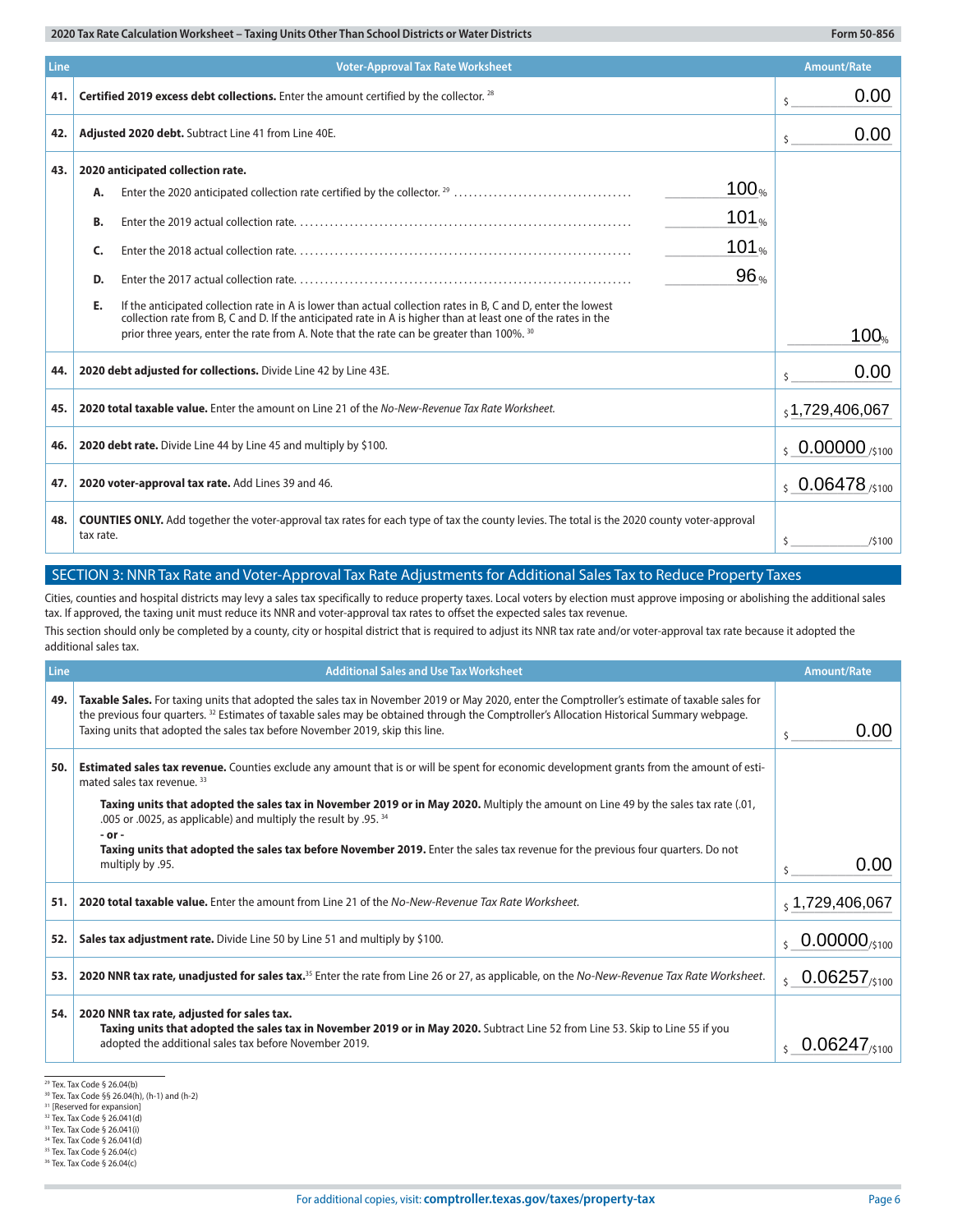| Line | Voter-Approval Tax Rate Worksheet | Amount/Rate |
|---|---|---|
| 41. | **Certified 2019 excess debt collections.** Enter the amount certified by the collector. [28] | $ 0.00 |
| 42. | **Adjusted 2020 debt.** Subtract Line 41 from Line 40E. | $ 0.00 |
| 43. | **2020 anticipated collection rate.**<br>**A.** Enter the 2020 anticipated collection rate certified by the collector. [29] ........ 100%<br>**B.** Enter the 2019 actual collection rate. ........ 101%<br>**C.** Enter the 2018 actual collection rate. ........ 101%<br>**D.** Enter the 2017 actual collection rate. ........ 96%<br>**E.** If the anticipated collection rate in A is lower than actual collection rates in B, C and D, enter the lowest collection rate from B, C and D. If the anticipated rate in A is higher than at least one of the rates in the prior three years, enter the rate from A. Note that the rate can be greater than 100%. [30] | 100% |
| 44. | **2020 debt adjusted for collections.** Divide Line 42 by Line 43E. | $ 0.00 |
| 45. | **2020 total taxable value.** Enter the amount on Line 21 of the *No-New-Revenue Tax Rate Worksheet.* | $ 1,729,406,067 |
| 46. | **2020 debt rate.** Divide Line 44 by Line 45 and multiply by $100. | $ 0.00000 /$100 |
| 47. | **2020 voter-approval tax rate.** Add Lines 39 and 46. | $ 0.06478 /$100 |
| 48. | **COUNTIES ONLY.** Add together the voter-approval tax rates for each type of tax the county levies. The total is the 2020 county voter-approval tax rate. | $ ______ /$100 |

## SECTION 3: NNR Tax Rate and Voter-Approval Tax Rate Adjustments for Additional Sales Tax to Reduce Property Taxes

Cities, counties and hospital districts may levy a sales tax specifically to reduce property taxes. Local voters by election must approve imposing or abolishing the additional sales tax. If approved, the taxing unit must reduce its NNR and voter-approval tax rates to offset the expected sales tax revenue.

This section should only be completed by a county, city or hospital district that is required to adjust its NNR tax rate and/or voter-approval tax rate because it adopted the additional sales tax.

| Line | Additional Sales and Use Tax Worksheet | Amount/Rate |
|---|---|---|
| 49. | **Taxable Sales.** For taxing units that adopted the sales tax in November 2019 or May 2020, enter the Comptroller's estimate of taxable sales for the previous four quarters. [32] Estimates of taxable sales may be obtained through the Comptroller's Allocation Historical Summary webpage. Taxing units that adopted the sales tax before November 2019, skip this line. | $ 0.00 |
| 50. | **Estimated sales tax revenue.** Counties exclude any amount that is or will be spent for economic development grants from the amount of estimated sales tax revenue. [33]<br>**Taxing units that adopted the sales tax in November 2019 or in May 2020.** Multiply the amount on Line 49 by the sales tax rate (.01, .005 or .0025, as applicable) and multiply the result by .95. [34]<br>**- or -**<br>**Taxing units that adopted the sales tax before November 2019.** Enter the sales tax revenue for the previous four quarters. Do not multiply by .95. | $ 0.00 |
| 51. | **2020 total taxable value.** Enter the amount from Line 21 of the *No-New-Revenue Tax Rate Worksheet.* | $ 1,729,406,067 |
| 52. | **Sales tax adjustment rate.** Divide Line 50 by Line 51 and multiply by $100. | $ 0.00000 /$100 |
| 53. | **2020 NNR tax rate, unadjusted for sales tax.** [35] Enter the rate from Line 26 or 27, as applicable, on the *No-New-Revenue Tax Rate Worksheet.* | $ 0.06257 /$100 |
| 54. | **2020 NNR tax rate, adjusted for sales tax.**<br>**Taxing units that adopted the sales tax in November 2019 or in May 2020.** Subtract Line 52 from Line 53. Skip to Line 55 if you adopted the additional sales tax before November 2019. | $ 0.06247 /$100 |

[29] Tex. Tax Code § 26.04(b)
[30] Tex. Tax Code §§ 26.04(h), (h-1) and (h-2)
[31] [Reserved for expansion]
[32] Tex. Tax Code § 26.041(d)
[33] Tex. Tax Code § 26.041(i)
[34] Tex. Tax Code § 26.041(d)
[35] Tex. Tax Code § 26.04(c)
[36] Tex. Tax Code § 26.04(c)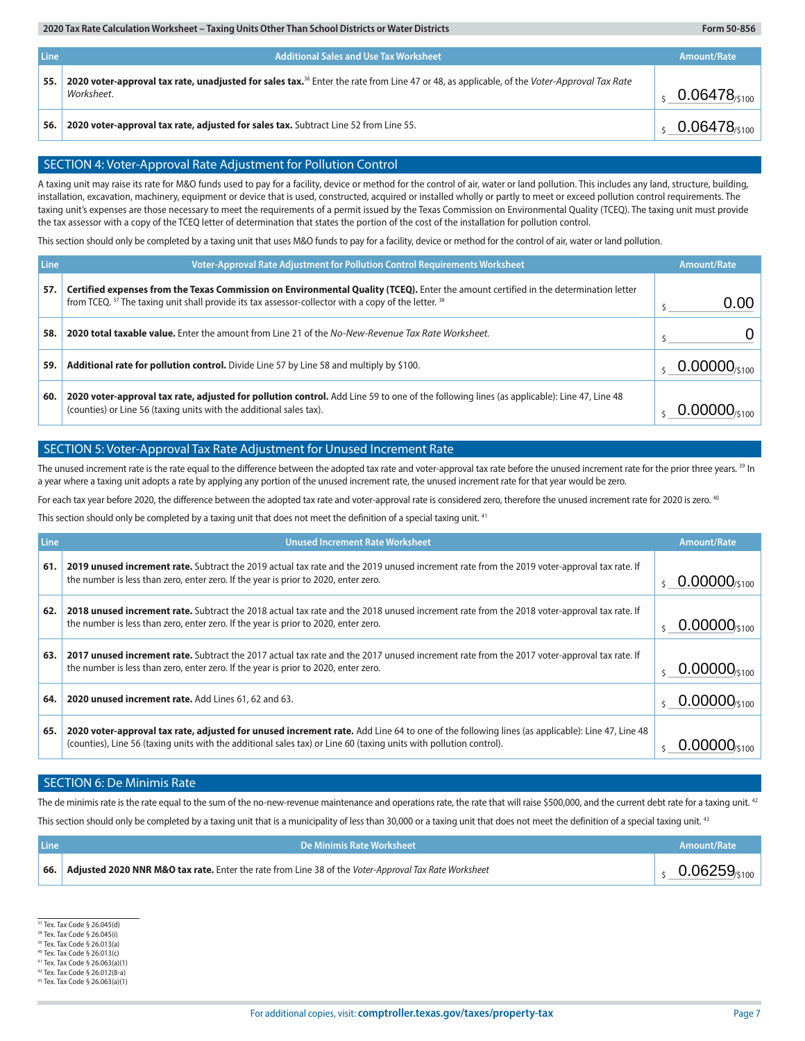| Line | Additional Sales and Use Tax Worksheet | Amount/Rate |
|---|---|---|
| 55. | **2020 voter-approval tax rate, unadjusted for sales tax.**[36] Enter the rate from Line 47 or 48, as applicable, of the *Voter-Approval Tax Rate Worksheet*. | $ 0.06478/$100 |
| 56. | **2020 voter-approval tax rate, adjusted for sales tax.** Subtract Line 52 from Line 55. | $ 0.06478/$100 |

## SECTION 4: Voter-Approval Rate Adjustment for Pollution Control

A taxing unit may raise its rate for M&O funds used to pay for a facility, device or method for the control of air, water or land pollution. This includes any land, structure, building, installation, excavation, machinery, equipment or device that is used, constructed, acquired or installed wholly or partly to meet or exceed pollution control requirements. The taxing unit's expenses are those necessary to meet the requirements of a permit issued by the Texas Commission on Environmental Quality (TCEQ). The taxing unit must provide the tax assessor with a copy of the TCEQ letter of determination that states the portion of the cost of the installation for pollution control.

This section should only be completed by a taxing unit that uses M&O funds to pay for a facility, device or method for the control of air, water or land pollution.

| Line | Voter-Approval Rate Adjustment for Pollution Control Requirements Worksheet | Amount/Rate |
|---|---|---|
| 57. | **Certified expenses from the Texas Commission on Environmental Quality (TCEQ).** Enter the amount certified in the determination letter from TCEQ.[37] The taxing unit shall provide its tax assessor-collector with a copy of the letter.[38] | $ 0.00 |
| 58. | **2020 total taxable value.** Enter the amount from Line 21 of the *No-New-Revenue Tax Rate Worksheet.* | $ 0 |
| 59. | **Additional rate for pollution control.** Divide Line 57 by Line 58 and multiply by $100. | $ 0.00000/$100 |
| 60. | **2020 voter-approval tax rate, adjusted for pollution control.** Add Line 59 to one of the following lines (as applicable): Line 47, Line 48 (counties) or Line 56 (taxing units with the additional sales tax). | $ 0.00000/$100 |

## SECTION 5: Voter-Approval Tax Rate Adjustment for Unused Increment Rate

The unused increment rate is the rate equal to the difference between the adopted tax rate and voter-approval tax rate before the unused increment rate for the prior three years.[39] In a year where a taxing unit adopts a rate by applying any portion of the unused increment rate, the unused increment rate for that year would be zero.

For each tax year before 2020, the difference between the adopted tax rate and voter-approval rate is considered zero, therefore the unused increment rate for 2020 is zero.[40]

This section should only be completed by a taxing unit that does not meet the definition of a special taxing unit.[41]

| Line | Unused Increment Rate Worksheet | Amount/Rate |
|---|---|---|
| 61. | **2019 unused increment rate.** Subtract the 2019 actual tax rate and the 2019 unused increment rate from the 2019 voter-approval tax rate. If the number is less than zero, enter zero. If the year is prior to 2020, enter zero. | $ 0.00000/$100 |
| 62. | **2018 unused increment rate.** Subtract the 2018 actual tax rate and the 2018 unused increment rate from the 2018 voter-approval tax rate. If the number is less than zero, enter zero. If the year is prior to 2020, enter zero. | $ 0.00000/$100 |
| 63. | **2017 unused increment rate.** Subtract the 2017 actual tax rate and the 2017 unused increment rate from the 2017 voter-approval tax rate. If the number is less than zero, enter zero. If the year is prior to 2020, enter zero. | $ 0.00000/$100 |
| 64. | **2020 unused increment rate.** Add Lines 61, 62 and 63. | $ 0.00000/$100 |
| 65. | **2020 voter-approval tax rate, adjusted for unused increment rate.** Add Line 64 to one of the following lines (as applicable): Line 47, Line 48 (counties), Line 56 (taxing units with the additional sales tax) or Line 60 (taxing units with pollution control). | $ 0.00000/$100 |

## SECTION 6: De Minimis Rate

The de minimis rate is the rate equal to the sum of the no-new-revenue maintenance and operations rate, the rate that will raise $500,000, and the current debt rate for a taxing unit.[42]

This section should only be completed by a taxing unit that is a municipality of less than 30,000 or a taxing unit that does not meet the definition of a special taxing unit.[43]

| Line | De Minimis Rate Worksheet | Amount/Rate |
|---|---|---|
| 66. | **Adjusted 2020 NNR M&O tax rate.** Enter the rate from Line 38 of the *Voter-Approval Tax Rate Worksheet* | $ 0.06259/$100 |

[37] Tex. Tax Code § 26.045(d)
[38] Tex. Tax Code § 26.045(i)
[39] Tex. Tax Code § 26.013(a)
[40] Tex. Tax Code § 26.013(c)
[41] Tex. Tax Code § 26.063(a)(1)
[42] Tex. Tax Code § 26.012(8-a)
[43] Tex. Tax Code § 26.063(a)(1)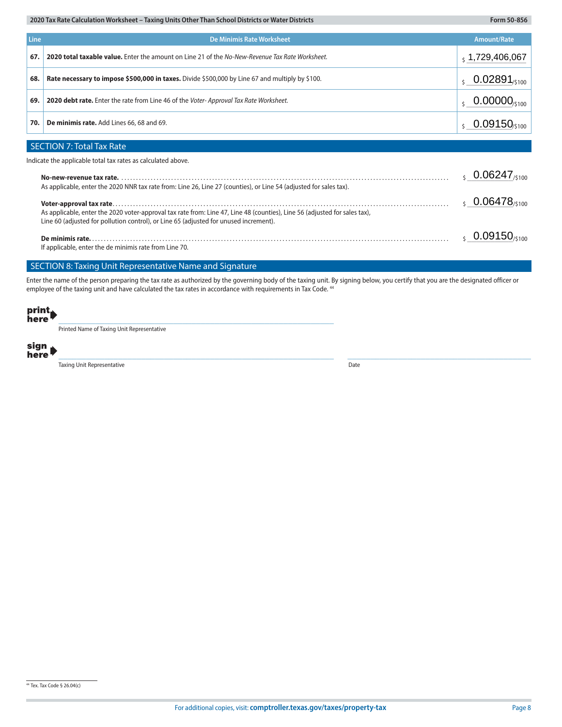| Line | De Minimis Rate Worksheet | Amount/Rate |
|---|---|---|
| 67. | **2020 total taxable value.** Enter the amount on Line 21 of the *No-New-Revenue Tax Rate Worksheet.* | $ 1,729,406,067 |
| 68. | **Rate necessary to impose $500,000 in taxes.** Divide $500,000 by Line 67 and multiply by $100. | $ 0.02891/$100 |
| 69. | **2020 debt rate.** Enter the rate from Line 46 of the *Voter- Approval Tax Rate Worksheet.* | $ 0.00000/$100 |
| 70. | **De minimis rate.** Add Lines 66, 68 and 69. | $ 0.09150/$100 |

## SECTION 7: Total Tax Rate

Indicate the applicable total tax rates as calculated above.

**No-new-revenue tax rate.** ........................................................................................................ $ 0.06247/$100
As applicable, enter the 2020 NNR tax rate from: Line 26, Line 27 (counties), or Line 54 (adjusted for sales tax).

**Voter-approval tax rate**........................................................................................................ $ 0.06478/$100
As applicable, enter the 2020 voter-approval tax rate from: Line 47, Line 48 (counties), Line 56 (adjusted for sales tax), Line 60 (adjusted for pollution control), or Line 65 (adjusted for unused increment).

**De minimis rate.**........................................................................................................ $ 0.09150/$100
If applicable, enter the de minimis rate from Line 70.

## SECTION 8: Taxing Unit Representative Name and Signature

Enter the name of the person preparing the tax rate as authorized by the governing body of the taxing unit. By signing below, you certify that you are the designated officer or employee of the taxing unit and have calculated the tax rates in accordance with requirements in Tax Code. [44]

**print here** ______________________________
Printed Name of Taxing Unit Representative

**sign here** ______________________________ ______________________________
Taxing Unit Representative Date

[44] Tex. Tax Code § 26.04(c)